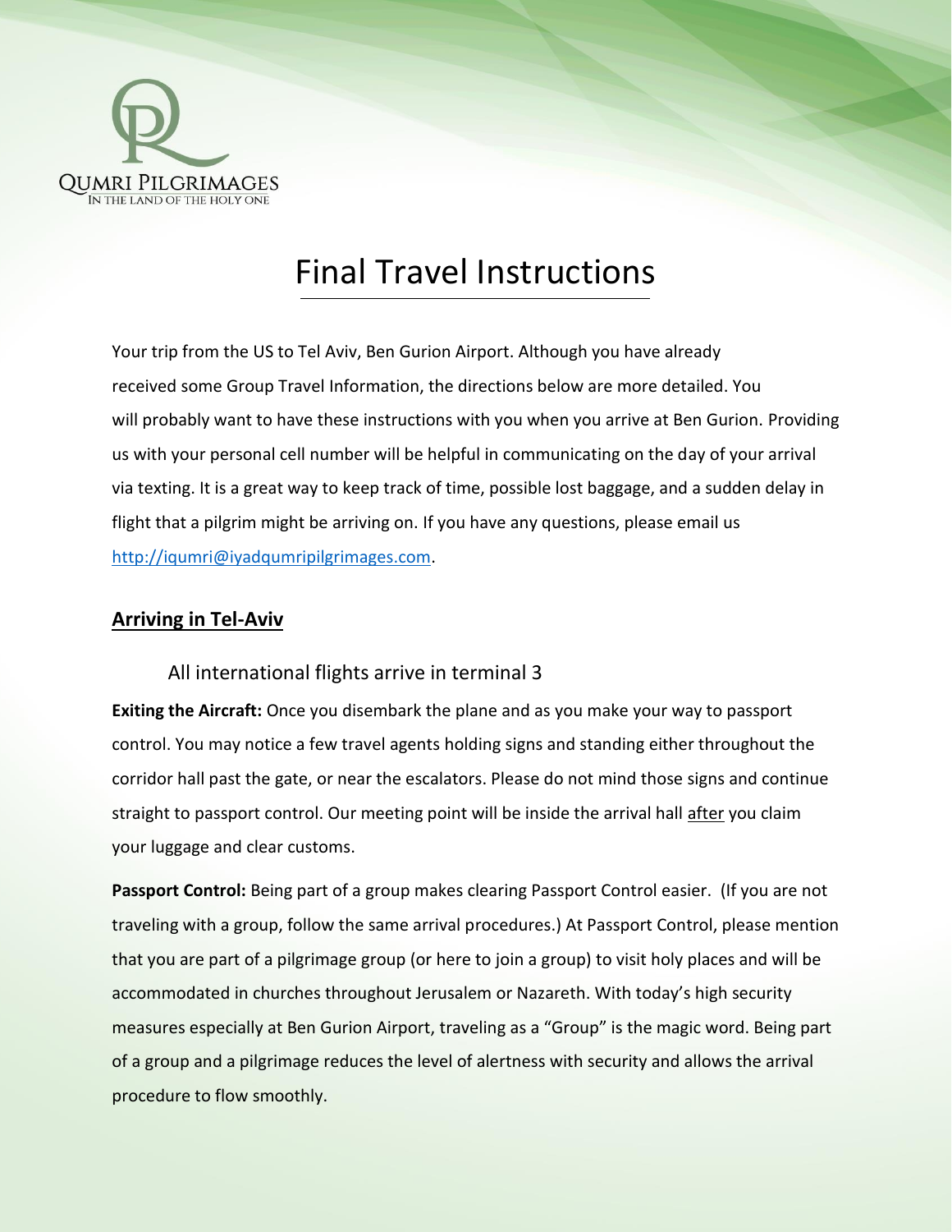QUMRI PILGRIMAGES
IN THE LAND OF THE HOLY ONE

# Final Travel Instructions

Your trip from the US to Tel Aviv, Ben Gurion Airport. Although you have already received some Group Travel Information, the directions below are more detailed. You will probably want to have these instructions with you when you arrive at Ben Gurion. Providing us with your personal cell number will be helpful in communicating on the day of your arrival via texting. It is a great way to keep track of time, possible lost baggage, and a sudden delay in flight that a pilgrim might be arriving on. If you have any questions, please email us [http://iqumri@iyadqumripilgrimages.com](http://iqumri@iyadqumripilgrimages.com).

## Arriving in Tel-Aviv

All international flights arrive in terminal 3

**Exiting the Aircraft:** Once you disembark the plane and as you make your way to passport control. You may notice a few travel agents holding signs and standing either throughout the corridor hall past the gate, or near the escalators. Please do not mind those signs and continue straight to passport control. Our meeting point will be inside the arrival hall after you claim your luggage and clear customs.

**Passport Control:** Being part of a group makes clearing Passport Control easier. (If you are not traveling with a group, follow the same arrival procedures.) At Passport Control, please mention that you are part of a pilgrimage group (or here to join a group) to visit holy places and will be accommodated in churches throughout Jerusalem or Nazareth. With today's high security measures especially at Ben Gurion Airport, traveling as a "Group" is the magic word. Being part of a group and a pilgrimage reduces the level of alertness with security and allows the arrival procedure to flow smoothly.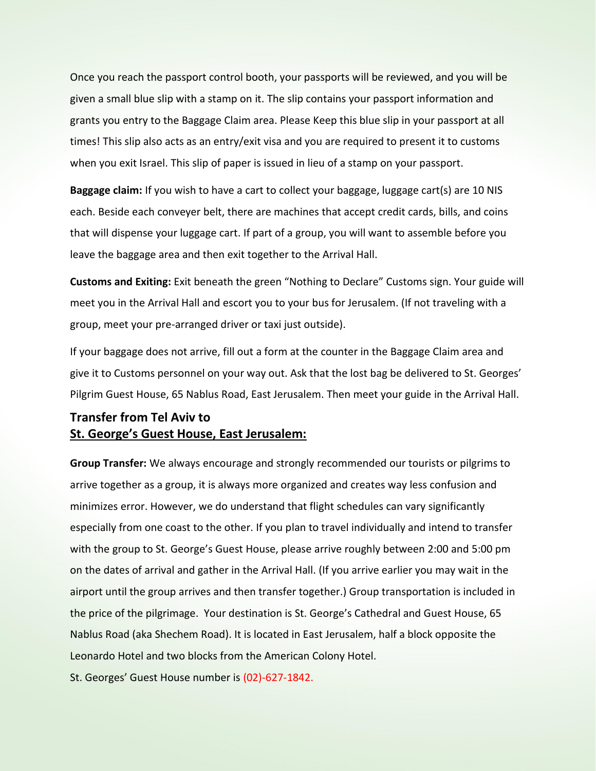Once you reach the passport control booth, your passports will be reviewed, and you will be given a small blue slip with a stamp on it. The slip contains your passport information and grants you entry to the Baggage Claim area. Please Keep this blue slip in your passport at all times! This slip also acts as an entry/exit visa and you are required to present it to customs when you exit Israel. This slip of paper is issued in lieu of a stamp on your passport.

**Baggage claim:** If you wish to have a cart to collect your baggage, luggage cart(s) are 10 NIS each. Beside each conveyer belt, there are machines that accept credit cards, bills, and coins that will dispense your luggage cart. If part of a group, you will want to assemble before you leave the baggage area and then exit together to the Arrival Hall.

**Customs and Exiting:** Exit beneath the green "Nothing to Declare" Customs sign. Your guide will meet you in the Arrival Hall and escort you to your bus for Jerusalem. (If not traveling with a group, meet your pre-arranged driver or taxi just outside).

If your baggage does not arrive, fill out a form at the counter in the Baggage Claim area and give it to Customs personnel on your way out. Ask that the lost bag be delivered to St. Georges' Pilgrim Guest House, 65 Nablus Road, East Jerusalem. Then meet your guide in the Arrival Hall.

## Transfer from Tel Aviv to St. George's Guest House, East Jerusalem:

**Group Transfer:** We always encourage and strongly recommended our tourists or pilgrims to arrive together as a group, it is always more organized and creates way less confusion and minimizes error. However, we do understand that flight schedules can vary significantly especially from one coast to the other. If you plan to travel individually and intend to transfer with the group to St. George's Guest House, please arrive roughly between 2:00 and 5:00 pm on the dates of arrival and gather in the Arrival Hall. (If you arrive earlier you may wait in the airport until the group arrives and then transfer together.) Group transportation is included in the price of the pilgrimage. Your destination is St. George's Cathedral and Guest House, 65 Nablus Road (aka Shechem Road). It is located in East Jerusalem, half a block opposite the Leonardo Hotel and two blocks from the American Colony Hotel.

St. Georges' Guest House number is (02)-627-1842.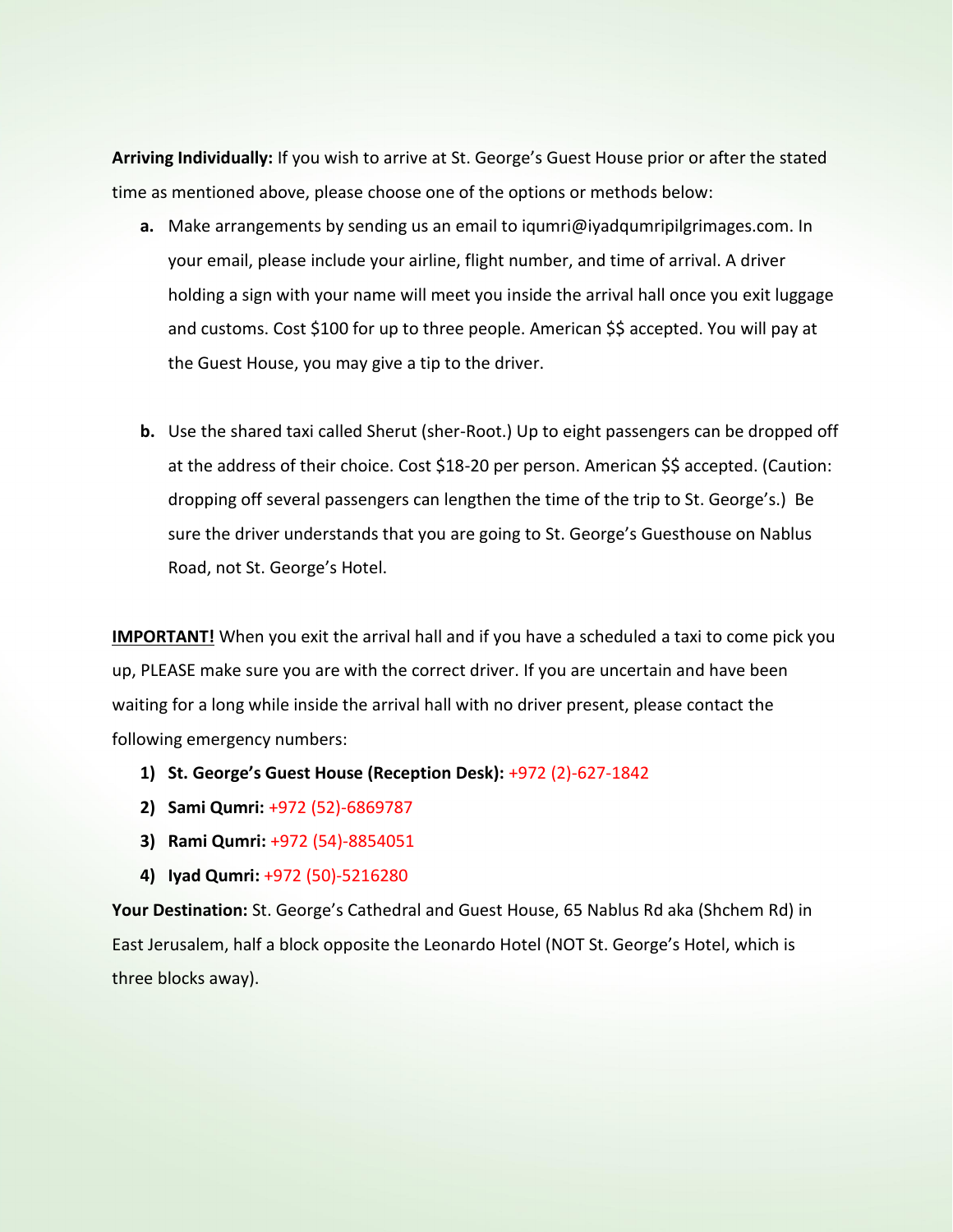**Arriving Individually:** If you wish to arrive at St. George's Guest House prior or after the stated time as mentioned above, please choose one of the options or methods below:

a. Make arrangements by sending us an email to iqumri@iyadqumripilgrimages.com. In your email, please include your airline, flight number, and time of arrival. A driver holding a sign with your name will meet you inside the arrival hall once you exit luggage and customs. Cost $100 for up to three people. American $$ accepted. You will pay at the Guest House, you may give a tip to the driver.

b. Use the shared taxi called Sherut (sher-Root.) Up to eight passengers can be dropped off at the address of their choice. Cost $18-20 per person. American $$ accepted. (Caution: dropping off several passengers can lengthen the time of the trip to St. George's.) Be sure the driver understands that you are going to St. George's Guesthouse on Nablus Road, not St. George's Hotel.

**IMPORTANT!** When you exit the arrival hall and if you have a scheduled a taxi to come pick you up, PLEASE make sure you are with the correct driver. If you are uncertain and have been waiting for a long while inside the arrival hall with no driver present, please contact the following emergency numbers:

1) **St. George's Guest House (Reception Desk):** +972 (2)-627-1842
2) **Sami Qumri:** +972 (52)-6869787
3) **Rami Qumri:** +972 (54)-8854051
4) **Iyad Qumri:** +972 (50)-5216280

**Your Destination:** St. George's Cathedral and Guest House, 65 Nablus Rd aka (Shchem Rd) in East Jerusalem, half a block opposite the Leonardo Hotel (NOT St. George's Hotel, which is three blocks away).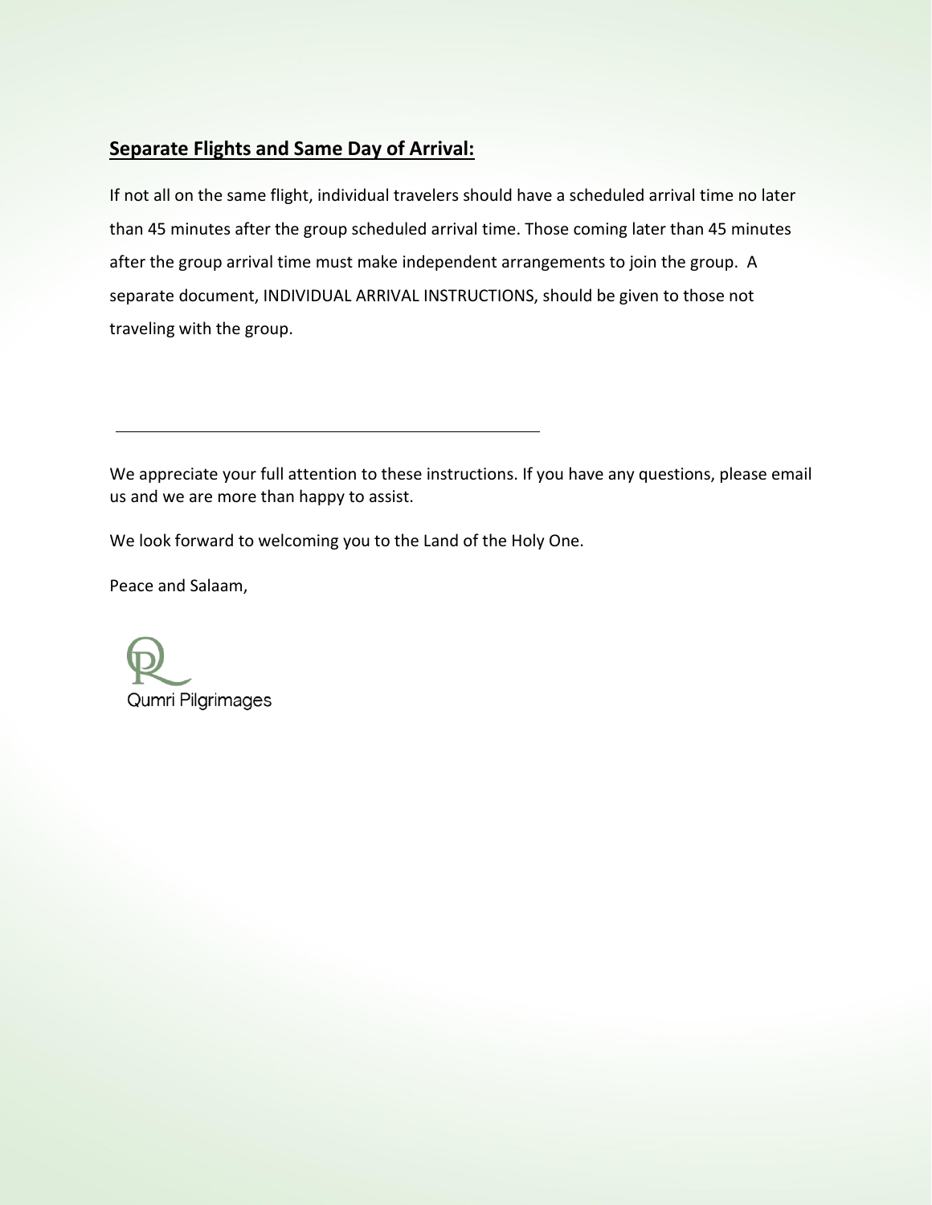## **Separate Flights and Same Day of Arrival:**

If not all on the same flight, individual travelers should have a scheduled arrival time no later than 45 minutes after the group scheduled arrival time. Those coming later than 45 minutes after the group arrival time must make independent arrangements to join the group. A separate document, INDIVIDUAL ARRIVAL INSTRUCTIONS, should be given to those not traveling with the group.

---

We appreciate your full attention to these instructions. If you have any questions, please email us and we are more than happy to assist.

We look forward to welcoming you to the Land of the Holy One.

Peace and Salaam,

Qumri Pilgrimages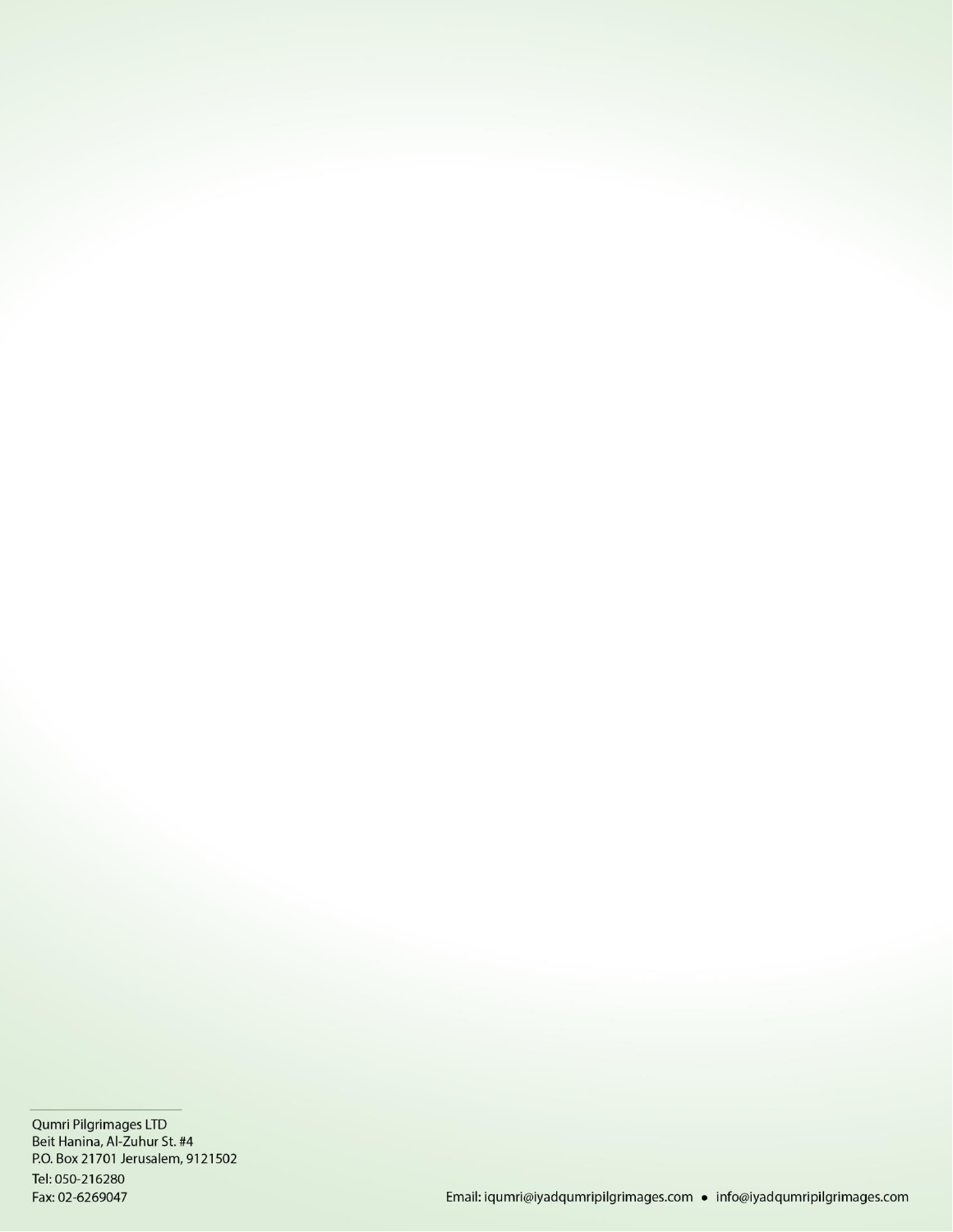Qumri Pilgrimages LTD
Beit Hanina, Al-Zuhur St. #4
P.O. Box 21701 Jerusalem, 9121502
Tel: 050-216280
Fax: 02-6269047

Email: iqumri@iyadqumripilgrimages.com • info@iyadqumripilgrimages.com